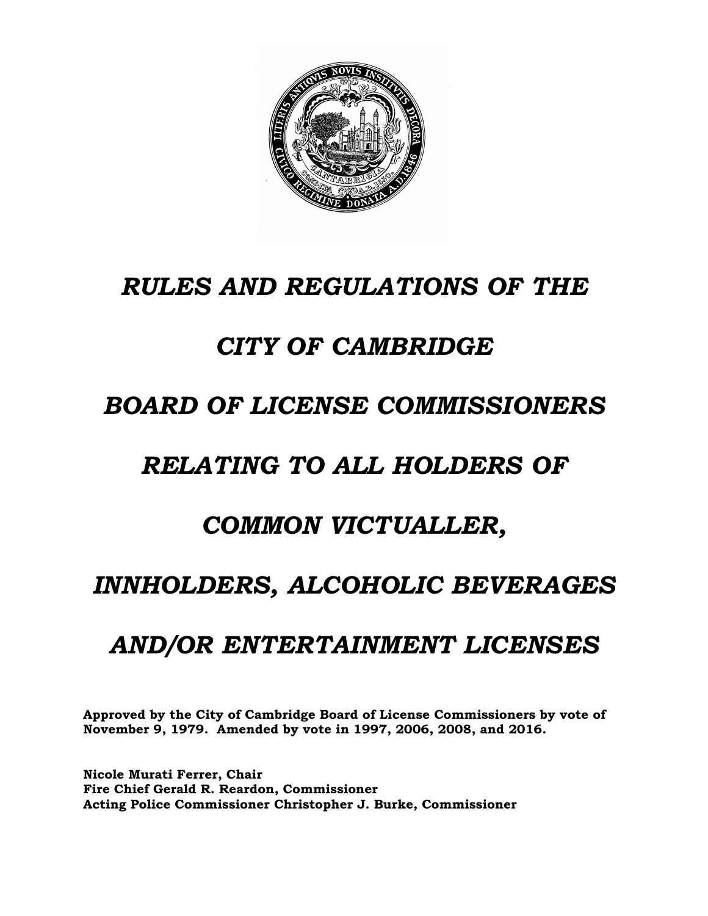# *RULES AND REGULATIONS OF THE CITY OF CAMBRIDGE BOARD OF LICENSE COMMISSIONERS RELATING TO ALL HOLDERS OF COMMON VICTUALLER, INNHOLDERS, ALCOHOLIC BEVERAGES AND/OR ENTERTAINMENT LICENSES*

**Approved by the City of Cambridge Board of License Commissioners by vote of November 9, 1979. Amended by vote in 1997, 2006, 2008, and 2016.**

**Nicole Murati Ferrer, Chair**
**Fire Chief Gerald R. Reardon, Commissioner**
**Acting Police Commissioner Christopher J. Burke, Commissioner**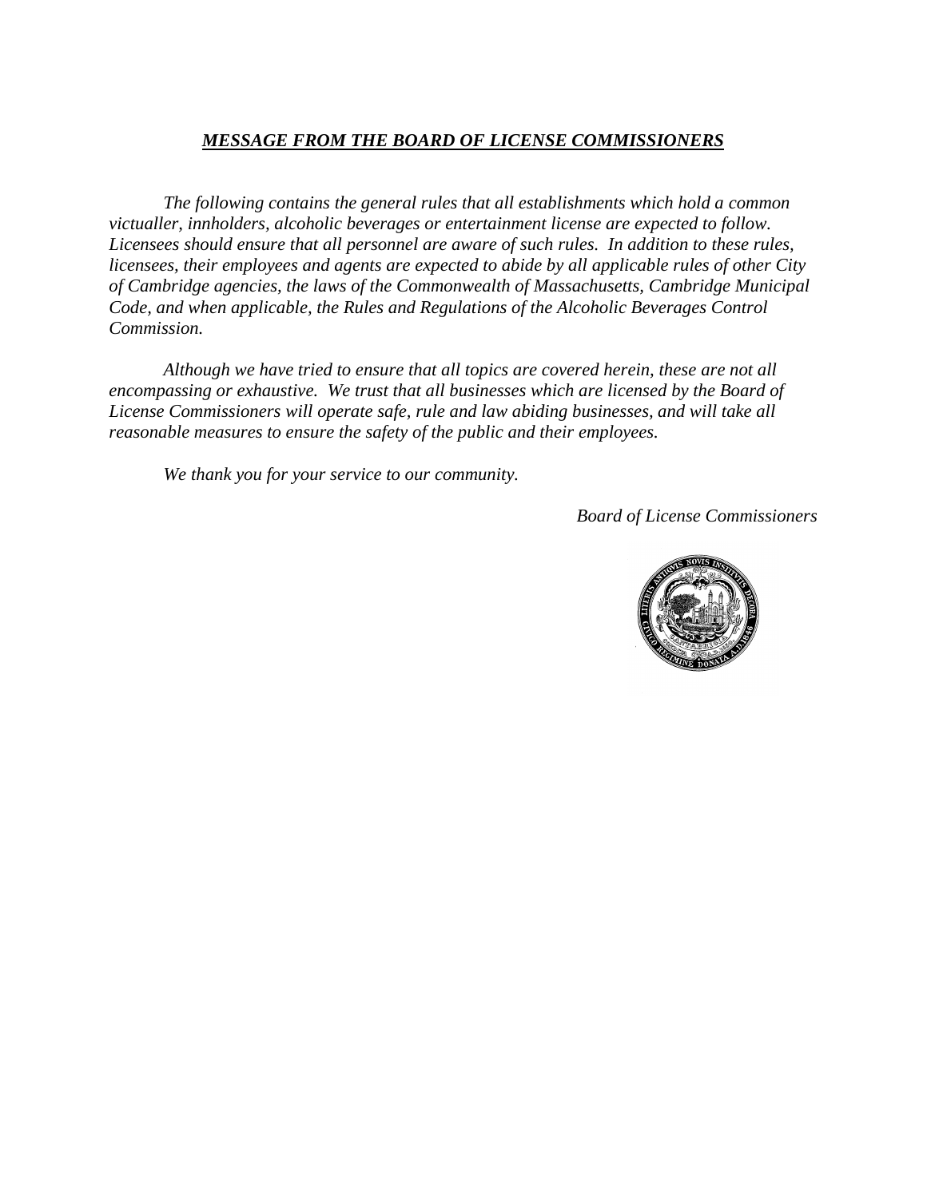## ***MESSAGE FROM THE BOARD OF LICENSE COMMISSIONERS***

*The following contains the general rules that all establishments which hold a common victualler, innholders, alcoholic beverages or entertainment license are expected to follow. Licensees should ensure that all personnel are aware of such rules. In addition to these rules, licensees, their employees and agents are expected to abide by all applicable rules of other City of Cambridge agencies, the laws of the Commonwealth of Massachusetts, Cambridge Municipal Code, and when applicable, the Rules and Regulations of the Alcoholic Beverages Control Commission.*

*Although we have tried to ensure that all topics are covered herein, these are not all encompassing or exhaustive. We trust that all businesses which are licensed by the Board of License Commissioners will operate safe, rule and law abiding businesses, and will take all reasonable measures to ensure the safety of the public and their employees.*

*We thank you for your service to our community.*

*Board of License Commissioners*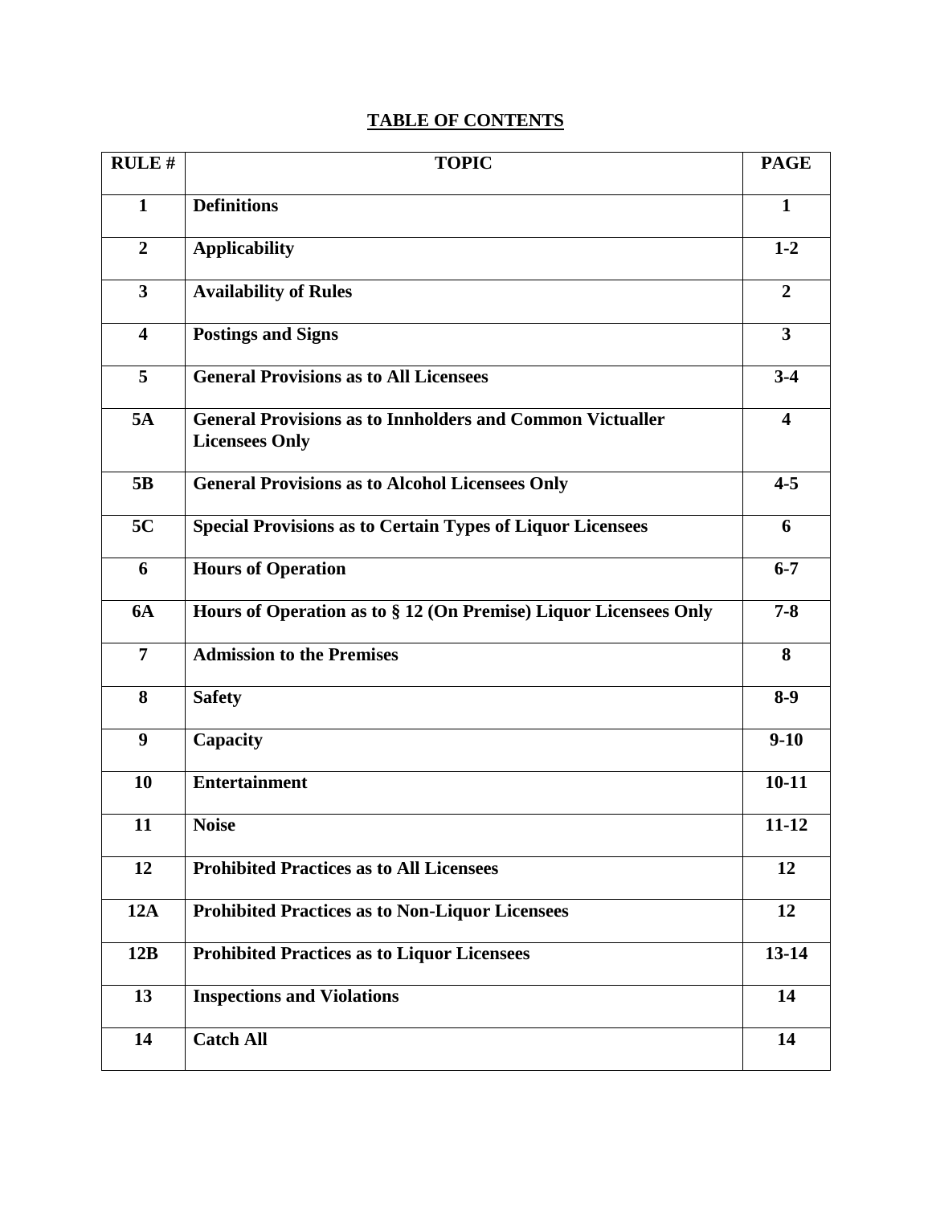# TABLE OF CONTENTS

| RULE # | TOPIC | PAGE |
|---|---|---|
| 1 | Definitions | 1 |
| 2 | Applicability | 1-2 |
| 3 | Availability of Rules | 2 |
| 4 | Postings and Signs | 3 |
| 5 | General Provisions as to All Licensees | 3-4 |
| 5A | General Provisions as to Innholders and Common Victualler Licensees Only | 4 |
| 5B | General Provisions as to Alcohol Licensees Only | 4-5 |
| 5C | Special Provisions as to Certain Types of Liquor Licensees | 6 |
| 6 | Hours of Operation | 6-7 |
| 6A | Hours of Operation as to § 12 (On Premise) Liquor Licensees Only | 7-8 |
| 7 | Admission to the Premises | 8 |
| 8 | Safety | 8-9 |
| 9 | Capacity | 9-10 |
| 10 | Entertainment | 10-11 |
| 11 | Noise | 11-12 |
| 12 | Prohibited Practices as to All Licensees | 12 |
| 12A | Prohibited Practices as to Non-Liquor Licensees | 12 |
| 12B | Prohibited Practices as to Liquor Licensees | 13-14 |
| 13 | Inspections and Violations | 14 |
| 14 | Catch All | 14 |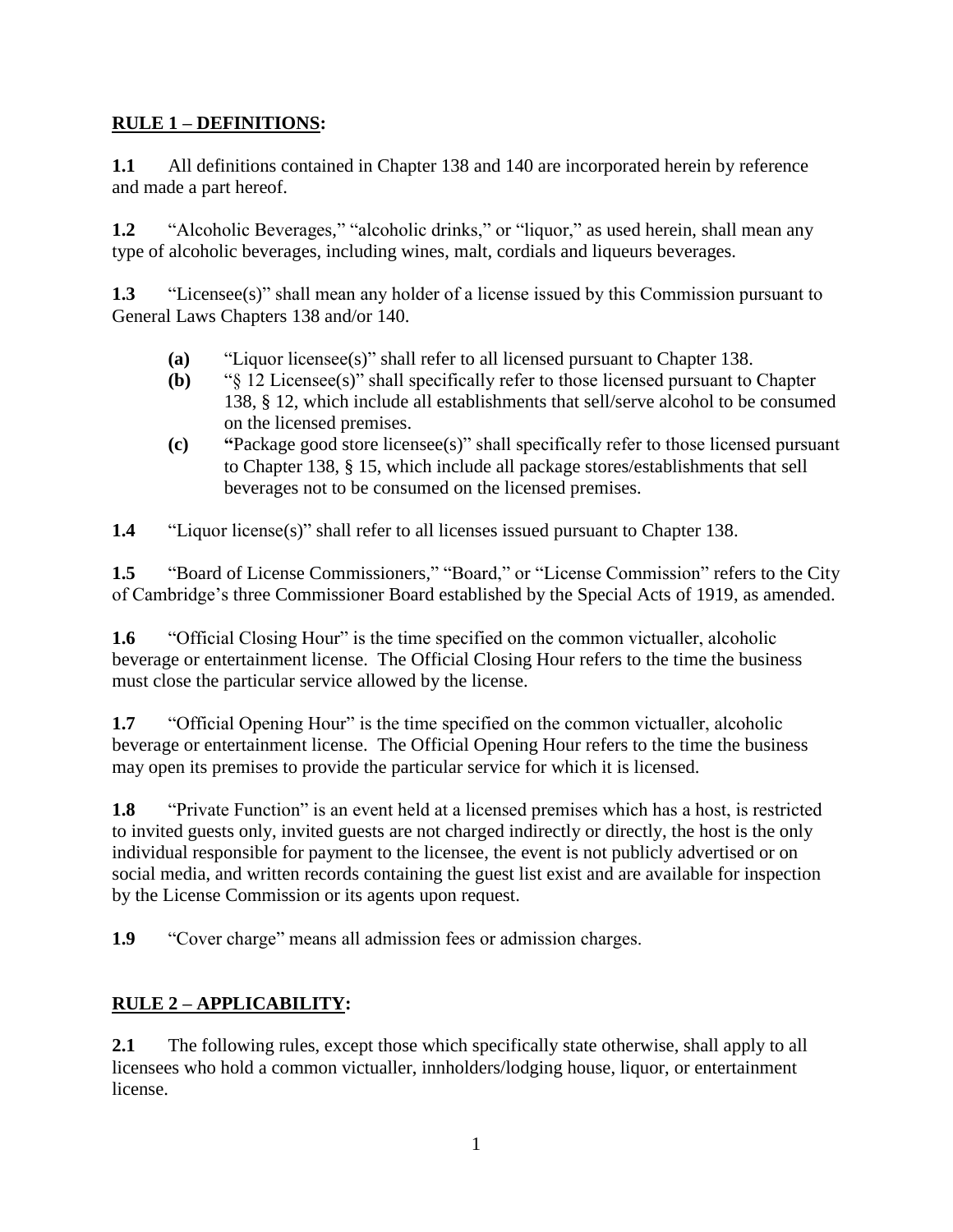## **RULE 1 – DEFINITIONS:**

**1.1** All definitions contained in Chapter 138 and 140 are incorporated herein by reference and made a part hereof.

**1.2** "Alcoholic Beverages," "alcoholic drinks," or "liquor," as used herein, shall mean any type of alcoholic beverages, including wines, malt, cordials and liqueurs beverages.

**1.3** "Licensee(s)" shall mean any holder of a license issued by this Commission pursuant to General Laws Chapters 138 and/or 140.

- **(a)** "Liquor licensee(s)" shall refer to all licensed pursuant to Chapter 138.
- **(b)** "§ 12 Licensee(s)" shall specifically refer to those licensed pursuant to Chapter 138, § 12, which include all establishments that sell/serve alcohol to be consumed on the licensed premises.
- **(c)** **"**Package good store licensee(s)" shall specifically refer to those licensed pursuant to Chapter 138, § 15, which include all package stores/establishments that sell beverages not to be consumed on the licensed premises.

**1.4** "Liquor license(s)" shall refer to all licenses issued pursuant to Chapter 138.

**1.5** "Board of License Commissioners," "Board," or "License Commission" refers to the City of Cambridge's three Commissioner Board established by the Special Acts of 1919, as amended.

**1.6** "Official Closing Hour" is the time specified on the common victualler, alcoholic beverage or entertainment license. The Official Closing Hour refers to the time the business must close the particular service allowed by the license.

**1.7** "Official Opening Hour" is the time specified on the common victualler, alcoholic beverage or entertainment license. The Official Opening Hour refers to the time the business may open its premises to provide the particular service for which it is licensed.

**1.8** "Private Function" is an event held at a licensed premises which has a host, is restricted to invited guests only, invited guests are not charged indirectly or directly, the host is the only individual responsible for payment to the licensee, the event is not publicly advertised or on social media, and written records containing the guest list exist and are available for inspection by the License Commission or its agents upon request.

**1.9** "Cover charge" means all admission fees or admission charges.

## **RULE 2 – APPLICABILITY:**

**2.1** The following rules, except those which specifically state otherwise, shall apply to all licensees who hold a common victualler, innholders/lodging house, liquor, or entertainment license.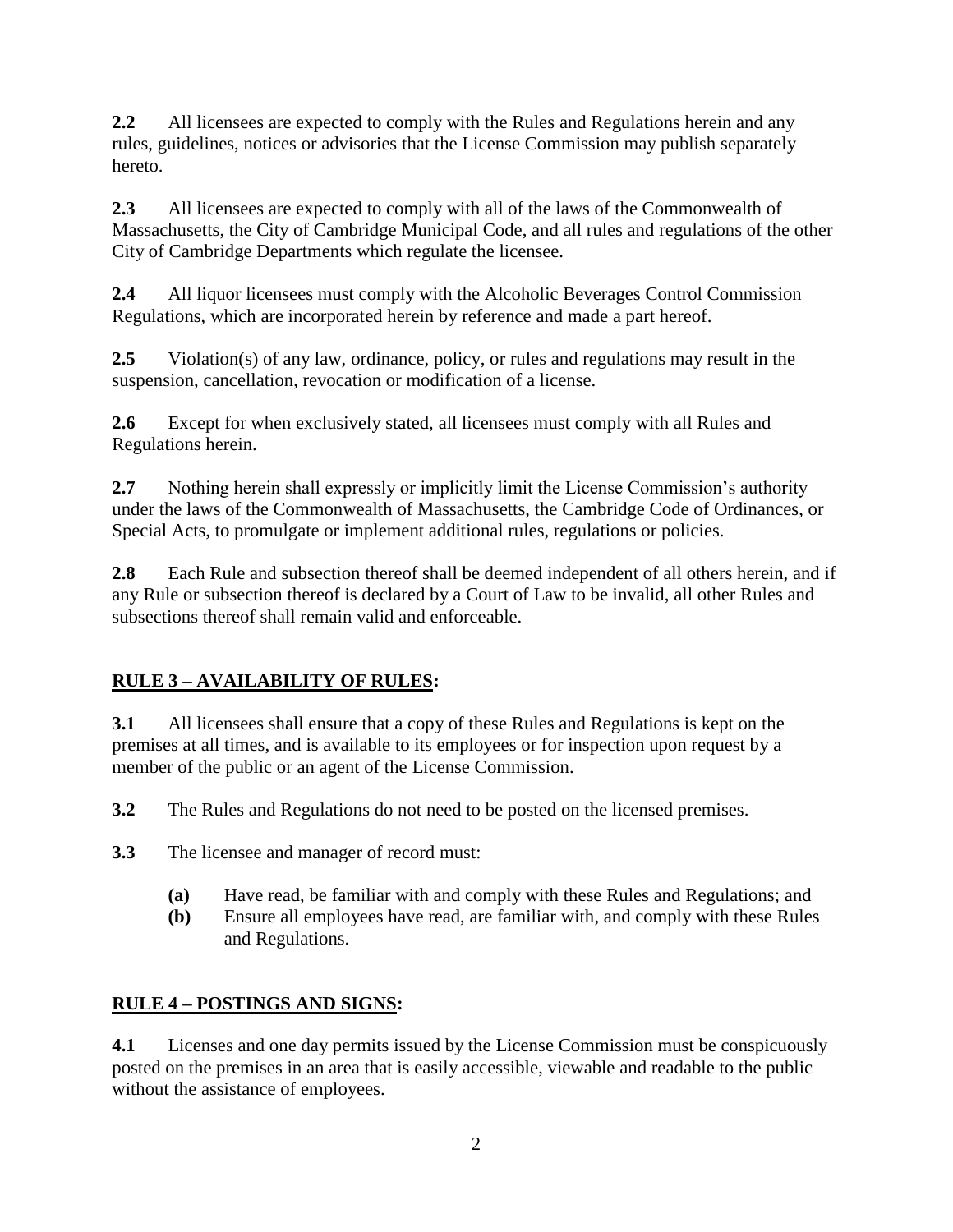**2.2** All licensees are expected to comply with the Rules and Regulations herein and any rules, guidelines, notices or advisories that the License Commission may publish separately hereto.

**2.3** All licensees are expected to comply with all of the laws of the Commonwealth of Massachusetts, the City of Cambridge Municipal Code, and all rules and regulations of the other City of Cambridge Departments which regulate the licensee.

**2.4** All liquor licensees must comply with the Alcoholic Beverages Control Commission Regulations, which are incorporated herein by reference and made a part hereof.

**2.5** Violation(s) of any law, ordinance, policy, or rules and regulations may result in the suspension, cancellation, revocation or modification of a license.

**2.6** Except for when exclusively stated, all licensees must comply with all Rules and Regulations herein.

**2.7** Nothing herein shall expressly or implicitly limit the License Commission's authority under the laws of the Commonwealth of Massachusetts, the Cambridge Code of Ordinances, or Special Acts, to promulgate or implement additional rules, regulations or policies.

**2.8** Each Rule and subsection thereof shall be deemed independent of all others herein, and if any Rule or subsection thereof is declared by a Court of Law to be invalid, all other Rules and subsections thereof shall remain valid and enforceable.

## RULE 3 – AVAILABILITY OF RULES:

**3.1** All licensees shall ensure that a copy of these Rules and Regulations is kept on the premises at all times, and is available to its employees or for inspection upon request by a member of the public or an agent of the License Commission.

**3.2** The Rules and Regulations do not need to be posted on the licensed premises.

**3.3** The licensee and manager of record must:

- **(a)** Have read, be familiar with and comply with these Rules and Regulations; and
- **(b)** Ensure all employees have read, are familiar with, and comply with these Rules and Regulations.

## RULE 4 – POSTINGS AND SIGNS:

**4.1** Licenses and one day permits issued by the License Commission must be conspicuously posted on the premises in an area that is easily accessible, viewable and readable to the public without the assistance of employees.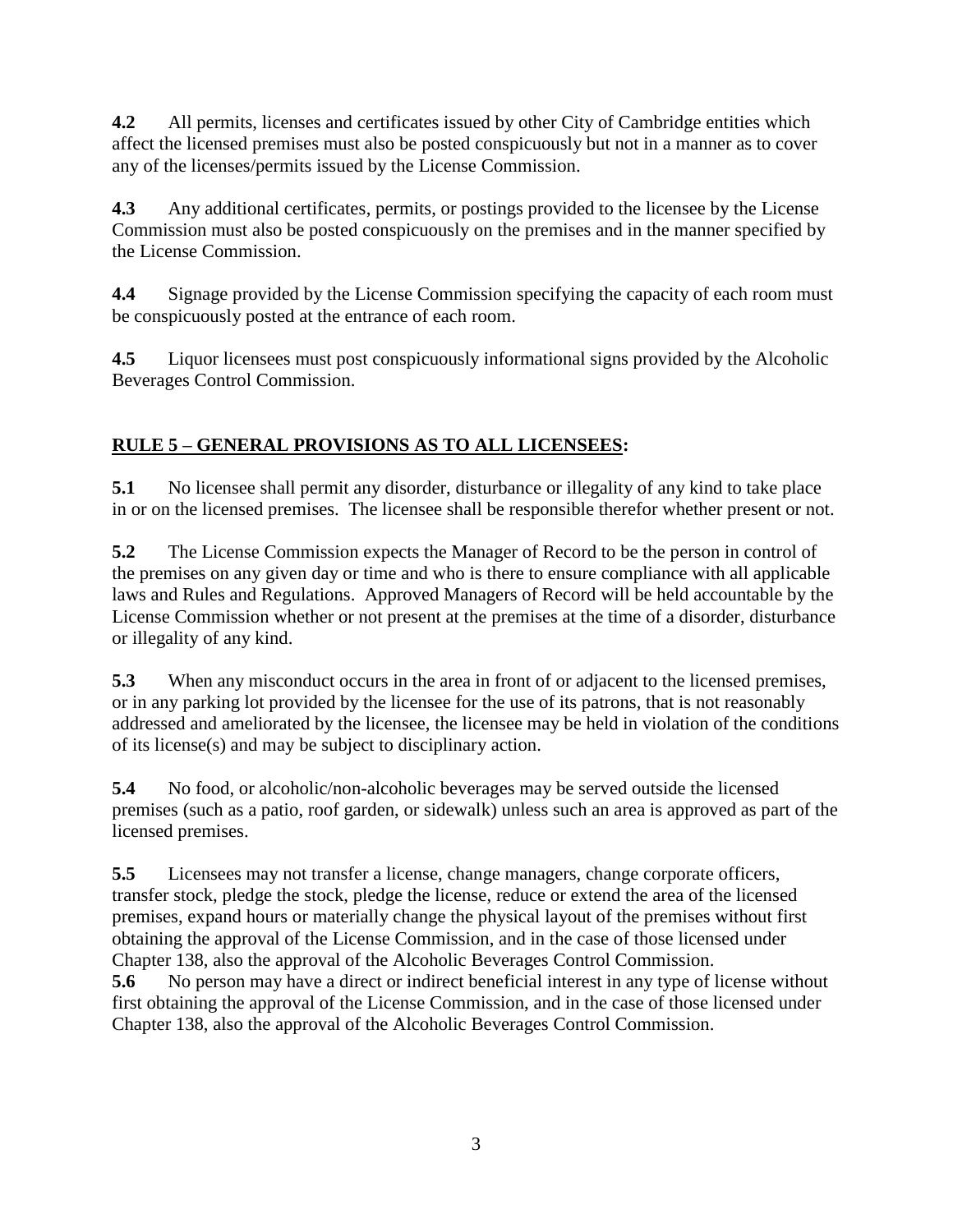**4.2** All permits, licenses and certificates issued by other City of Cambridge entities which affect the licensed premises must also be posted conspicuously but not in a manner as to cover any of the licenses/permits issued by the License Commission.

**4.3** Any additional certificates, permits, or postings provided to the licensee by the License Commission must also be posted conspicuously on the premises and in the manner specified by the License Commission.

**4.4** Signage provided by the License Commission specifying the capacity of each room must be conspicuously posted at the entrance of each room.

**4.5** Liquor licensees must post conspicuously informational signs provided by the Alcoholic Beverages Control Commission.

## RULE 5 – GENERAL PROVISIONS AS TO ALL LICENSEES:

**5.1** No licensee shall permit any disorder, disturbance or illegality of any kind to take place in or on the licensed premises. The licensee shall be responsible therefor whether present or not.

**5.2** The License Commission expects the Manager of Record to be the person in control of the premises on any given day or time and who is there to ensure compliance with all applicable laws and Rules and Regulations. Approved Managers of Record will be held accountable by the License Commission whether or not present at the premises at the time of a disorder, disturbance or illegality of any kind.

**5.3** When any misconduct occurs in the area in front of or adjacent to the licensed premises, or in any parking lot provided by the licensee for the use of its patrons, that is not reasonably addressed and ameliorated by the licensee, the licensee may be held in violation of the conditions of its license(s) and may be subject to disciplinary action.

**5.4** No food, or alcoholic/non-alcoholic beverages may be served outside the licensed premises (such as a patio, roof garden, or sidewalk) unless such an area is approved as part of the licensed premises.

**5.5** Licensees may not transfer a license, change managers, change corporate officers, transfer stock, pledge the stock, pledge the license, reduce or extend the area of the licensed premises, expand hours or materially change the physical layout of the premises without first obtaining the approval of the License Commission, and in the case of those licensed under Chapter 138, also the approval of the Alcoholic Beverages Control Commission.

**5.6** No person may have a direct or indirect beneficial interest in any type of license without first obtaining the approval of the License Commission, and in the case of those licensed under Chapter 138, also the approval of the Alcoholic Beverages Control Commission.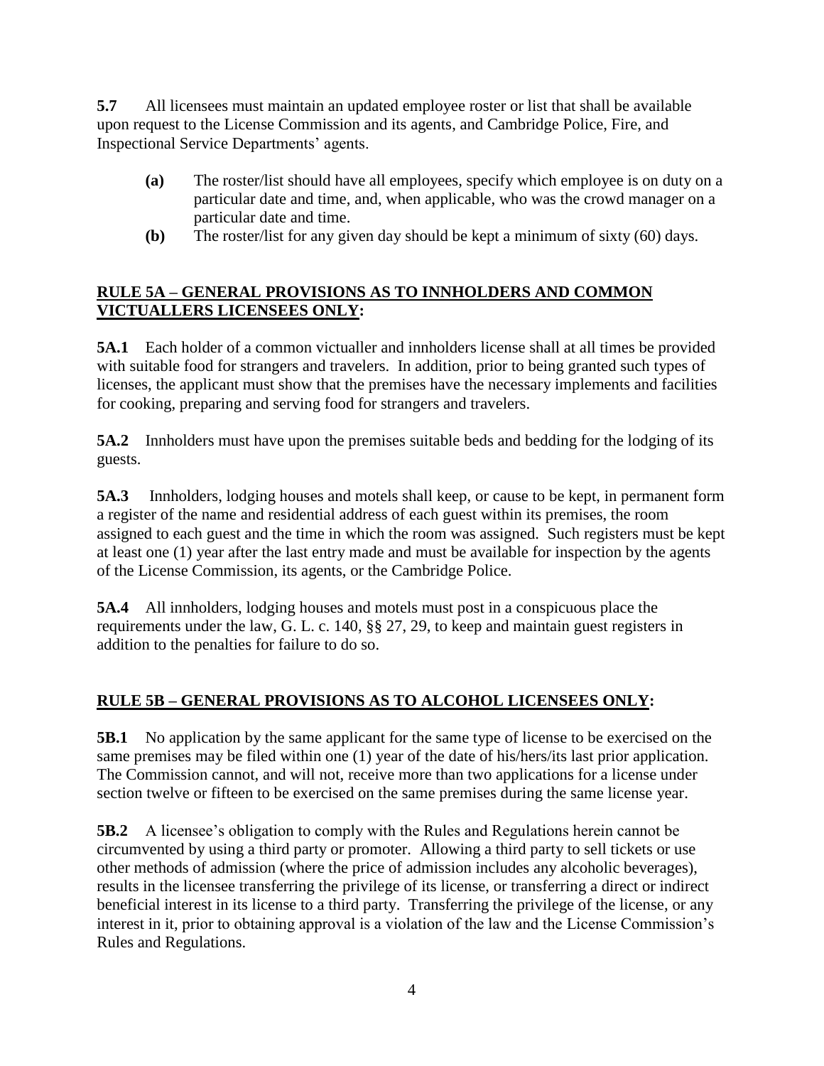**5.7** All licensees must maintain an updated employee roster or list that shall be available upon request to the License Commission and its agents, and Cambridge Police, Fire, and Inspectional Service Departments' agents.

- **(a)** The roster/list should have all employees, specify which employee is on duty on a particular date and time, and, when applicable, who was the crowd manager on a particular date and time.
- **(b)** The roster/list for any given day should be kept a minimum of sixty (60) days.

## RULE 5A – GENERAL PROVISIONS AS TO INNHOLDERS AND COMMON VICTUALLERS LICENSEES ONLY:

**5A.1** Each holder of a common victualler and innholders license shall at all times be provided with suitable food for strangers and travelers. In addition, prior to being granted such types of licenses, the applicant must show that the premises have the necessary implements and facilities for cooking, preparing and serving food for strangers and travelers.

**5A.2** Innholders must have upon the premises suitable beds and bedding for the lodging of its guests.

**5A.3** Innholders, lodging houses and motels shall keep, or cause to be kept, in permanent form a register of the name and residential address of each guest within its premises, the room assigned to each guest and the time in which the room was assigned. Such registers must be kept at least one (1) year after the last entry made and must be available for inspection by the agents of the License Commission, its agents, or the Cambridge Police.

**5A.4** All innholders, lodging houses and motels must post in a conspicuous place the requirements under the law, G. L. c. 140, §§ 27, 29, to keep and maintain guest registers in addition to the penalties for failure to do so.

## RULE 5B – GENERAL PROVISIONS AS TO ALCOHOL LICENSEES ONLY:

**5B.1** No application by the same applicant for the same type of license to be exercised on the same premises may be filed within one (1) year of the date of his/hers/its last prior application. The Commission cannot, and will not, receive more than two applications for a license under section twelve or fifteen to be exercised on the same premises during the same license year.

**5B.2** A licensee's obligation to comply with the Rules and Regulations herein cannot be circumvented by using a third party or promoter. Allowing a third party to sell tickets or use other methods of admission (where the price of admission includes any alcoholic beverages), results in the licensee transferring the privilege of its license, or transferring a direct or indirect beneficial interest in its license to a third party. Transferring the privilege of the license, or any interest in it, prior to obtaining approval is a violation of the law and the License Commission's Rules and Regulations.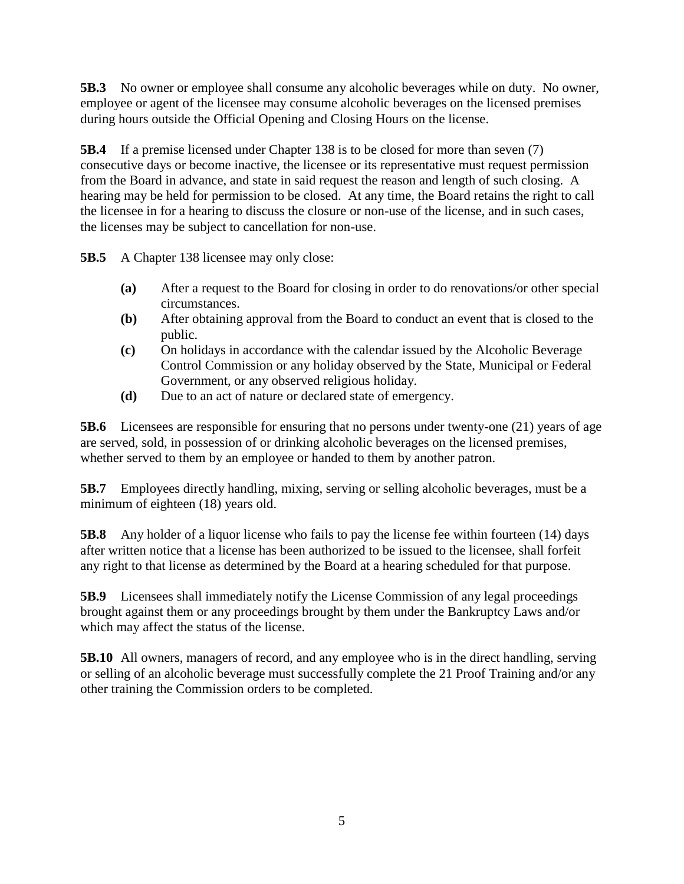**5B.3** No owner or employee shall consume any alcoholic beverages while on duty. No owner, employee or agent of the licensee may consume alcoholic beverages on the licensed premises during hours outside the Official Opening and Closing Hours on the license.

**5B.4** If a premise licensed under Chapter 138 is to be closed for more than seven (7) consecutive days or become inactive, the licensee or its representative must request permission from the Board in advance, and state in said request the reason and length of such closing. A hearing may be held for permission to be closed. At any time, the Board retains the right to call the licensee in for a hearing to discuss the closure or non-use of the license, and in such cases, the licenses may be subject to cancellation for non-use.

**5B.5** A Chapter 138 licensee may only close:

- **(a)** After a request to the Board for closing in order to do renovations/or other special circumstances.
- **(b)** After obtaining approval from the Board to conduct an event that is closed to the public.
- **(c)** On holidays in accordance with the calendar issued by the Alcoholic Beverage Control Commission or any holiday observed by the State, Municipal or Federal Government, or any observed religious holiday.
- **(d)** Due to an act of nature or declared state of emergency.

**5B.6** Licensees are responsible for ensuring that no persons under twenty-one (21) years of age are served, sold, in possession of or drinking alcoholic beverages on the licensed premises, whether served to them by an employee or handed to them by another patron.

**5B.7** Employees directly handling, mixing, serving or selling alcoholic beverages, must be a minimum of eighteen (18) years old.

**5B.8** Any holder of a liquor license who fails to pay the license fee within fourteen (14) days after written notice that a license has been authorized to be issued to the licensee, shall forfeit any right to that license as determined by the Board at a hearing scheduled for that purpose.

**5B.9** Licensees shall immediately notify the License Commission of any legal proceedings brought against them or any proceedings brought by them under the Bankruptcy Laws and/or which may affect the status of the license.

**5B.10** All owners, managers of record, and any employee who is in the direct handling, serving or selling of an alcoholic beverage must successfully complete the 21 Proof Training and/or any other training the Commission orders to be completed.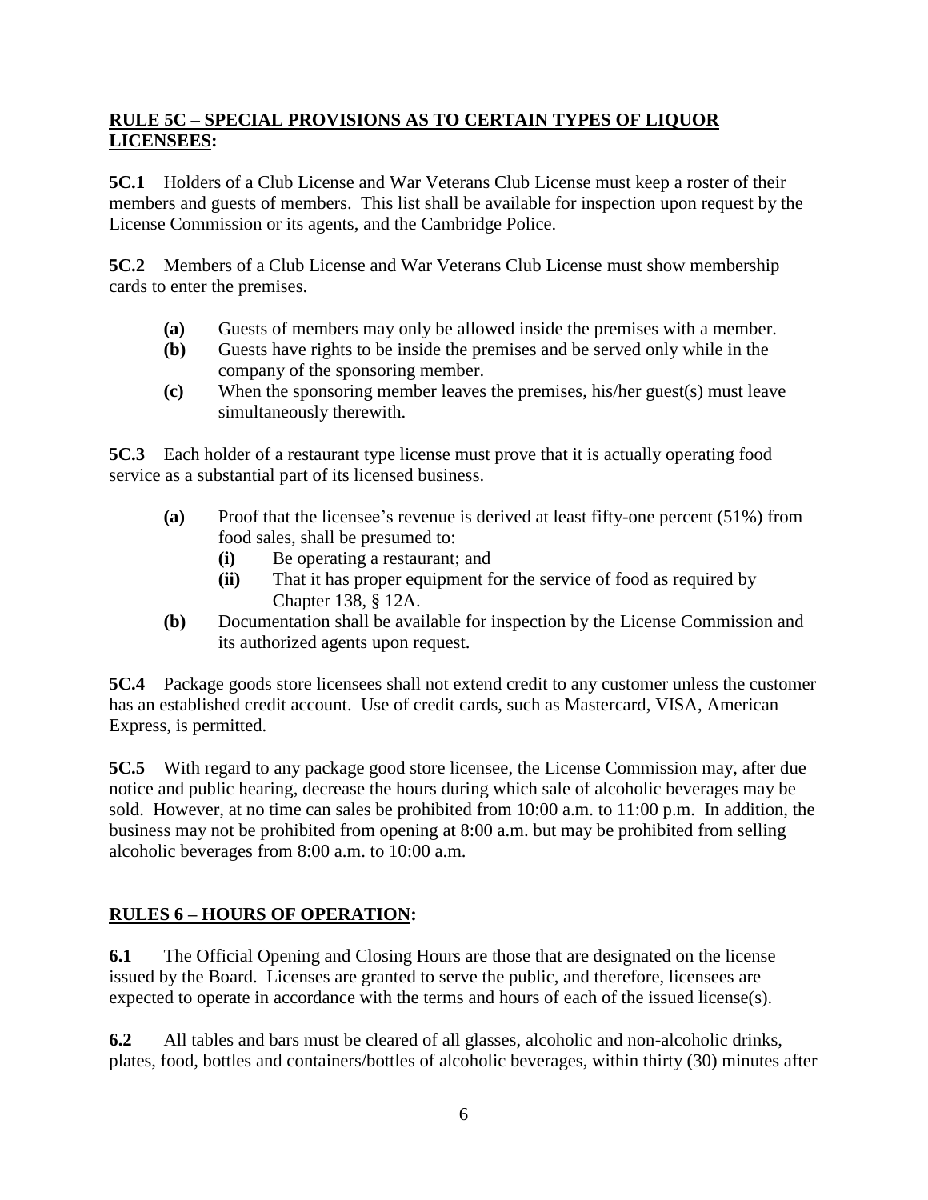## RULE 5C – SPECIAL PROVISIONS AS TO CERTAIN TYPES OF LIQUOR LICENSEES:

**5C.1** Holders of a Club License and War Veterans Club License must keep a roster of their members and guests of members. This list shall be available for inspection upon request by the License Commission or its agents, and the Cambridge Police.

**5C.2** Members of a Club License and War Veterans Club License must show membership cards to enter the premises.

- **(a)** Guests of members may only be allowed inside the premises with a member.
- **(b)** Guests have rights to be inside the premises and be served only while in the company of the sponsoring member.
- **(c)** When the sponsoring member leaves the premises, his/her guest(s) must leave simultaneously therewith.

**5C.3** Each holder of a restaurant type license must prove that it is actually operating food service as a substantial part of its licensed business.

- **(a)** Proof that the licensee's revenue is derived at least fifty-one percent (51%) from food sales, shall be presumed to:
  - **(i)** Be operating a restaurant; and
  - **(ii)** That it has proper equipment for the service of food as required by Chapter 138, § 12A.
- **(b)** Documentation shall be available for inspection by the License Commission and its authorized agents upon request.

**5C.4** Package goods store licensees shall not extend credit to any customer unless the customer has an established credit account. Use of credit cards, such as Mastercard, VISA, American Express, is permitted.

**5C.5** With regard to any package good store licensee, the License Commission may, after due notice and public hearing, decrease the hours during which sale of alcoholic beverages may be sold. However, at no time can sales be prohibited from 10:00 a.m. to 11:00 p.m. In addition, the business may not be prohibited from opening at 8:00 a.m. but may be prohibited from selling alcoholic beverages from 8:00 a.m. to 10:00 a.m.

## RULES 6 – HOURS OF OPERATION:

**6.1** The Official Opening and Closing Hours are those that are designated on the license issued by the Board. Licenses are granted to serve the public, and therefore, licensees are expected to operate in accordance with the terms and hours of each of the issued license(s).

**6.2** All tables and bars must be cleared of all glasses, alcoholic and non-alcoholic drinks, plates, food, bottles and containers/bottles of alcoholic beverages, within thirty (30) minutes after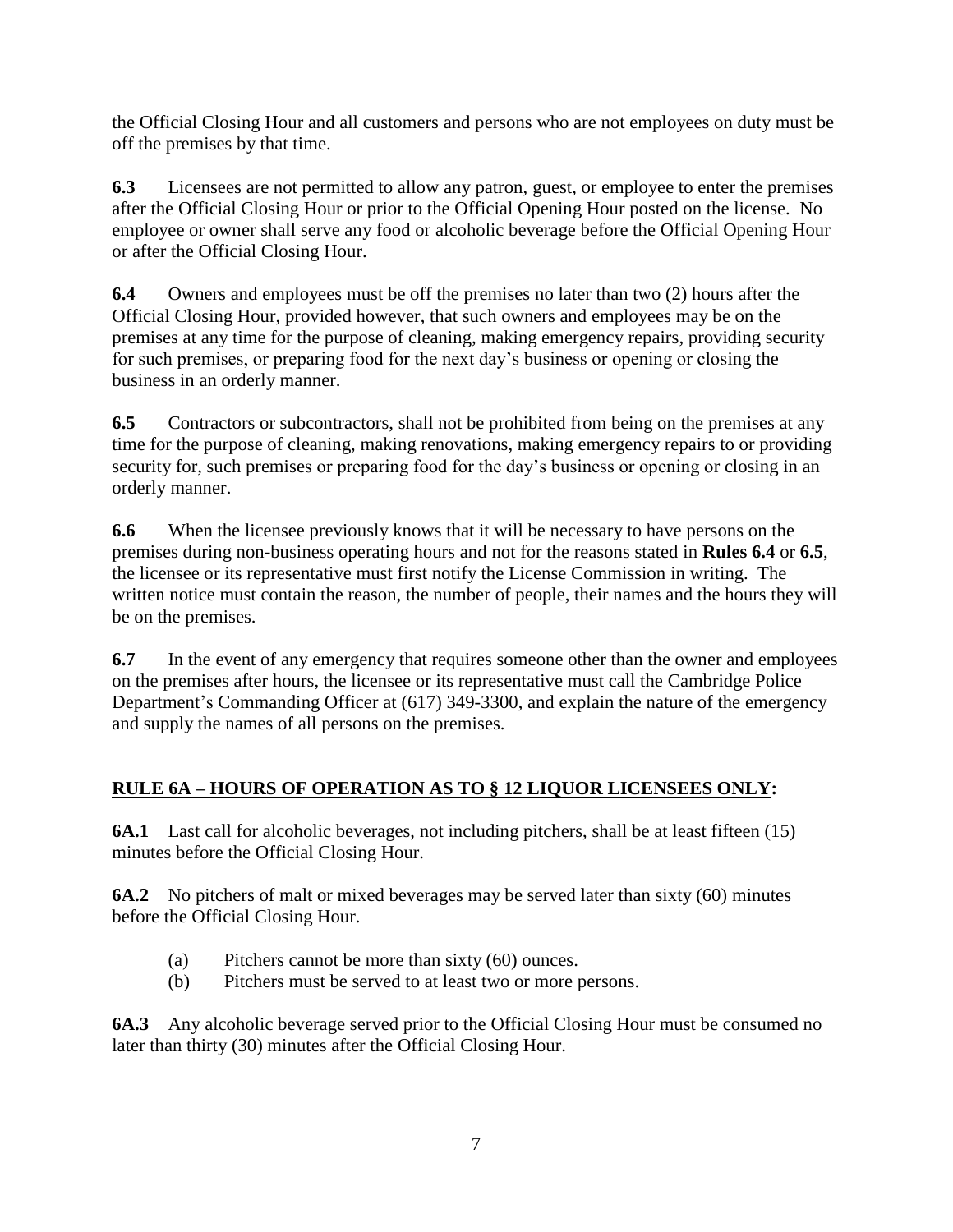the Official Closing Hour and all customers and persons who are not employees on duty must be off the premises by that time.

**6.3** Licensees are not permitted to allow any patron, guest, or employee to enter the premises after the Official Closing Hour or prior to the Official Opening Hour posted on the license. No employee or owner shall serve any food or alcoholic beverage before the Official Opening Hour or after the Official Closing Hour.

**6.4** Owners and employees must be off the premises no later than two (2) hours after the Official Closing Hour, provided however, that such owners and employees may be on the premises at any time for the purpose of cleaning, making emergency repairs, providing security for such premises, or preparing food for the next day's business or opening or closing the business in an orderly manner.

**6.5** Contractors or subcontractors, shall not be prohibited from being on the premises at any time for the purpose of cleaning, making renovations, making emergency repairs to or providing security for, such premises or preparing food for the day's business or opening or closing in an orderly manner.

**6.6** When the licensee previously knows that it will be necessary to have persons on the premises during non-business operating hours and not for the reasons stated in **Rules 6.4** or **6.5**, the licensee or its representative must first notify the License Commission in writing. The written notice must contain the reason, the number of people, their names and the hours they will be on the premises.

**6.7** In the event of any emergency that requires someone other than the owner and employees on the premises after hours, the licensee or its representative must call the Cambridge Police Department's Commanding Officer at (617) 349-3300, and explain the nature of the emergency and supply the names of all persons on the premises.

## RULE 6A – HOURS OF OPERATION AS TO § 12 LIQUOR LICENSEES ONLY:

**6A.1** Last call for alcoholic beverages, not including pitchers, shall be at least fifteen (15) minutes before the Official Closing Hour.

**6A.2** No pitchers of malt or mixed beverages may be served later than sixty (60) minutes before the Official Closing Hour.

- (a) Pitchers cannot be more than sixty (60) ounces.
- (b) Pitchers must be served to at least two or more persons.

**6A.3** Any alcoholic beverage served prior to the Official Closing Hour must be consumed no later than thirty (30) minutes after the Official Closing Hour.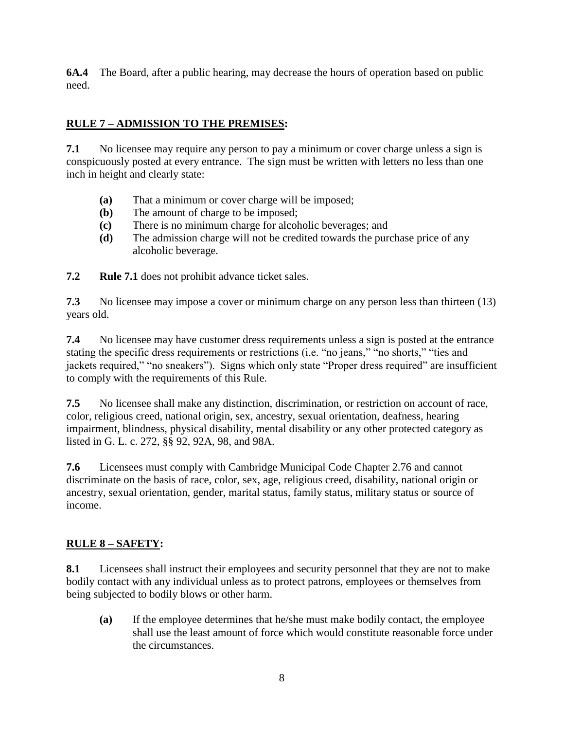**6A.4** The Board, after a public hearing, may decrease the hours of operation based on public need.

## RULE 7 – ADMISSION TO THE PREMISES:

**7.1** No licensee may require any person to pay a minimum or cover charge unless a sign is conspicuously posted at every entrance. The sign must be written with letters no less than one inch in height and clearly state:

- **(a)** That a minimum or cover charge will be imposed;
- **(b)** The amount of charge to be imposed;
- **(c)** There is no minimum charge for alcoholic beverages; and
- **(d)** The admission charge will not be credited towards the purchase price of any alcoholic beverage.

**7.2** **Rule 7.1** does not prohibit advance ticket sales.

**7.3** No licensee may impose a cover or minimum charge on any person less than thirteen (13) years old.

**7.4** No licensee may have customer dress requirements unless a sign is posted at the entrance stating the specific dress requirements or restrictions (i.e. "no jeans," "no shorts," "ties and jackets required," "no sneakers"). Signs which only state "Proper dress required" are insufficient to comply with the requirements of this Rule.

**7.5** No licensee shall make any distinction, discrimination, or restriction on account of race, color, religious creed, national origin, sex, ancestry, sexual orientation, deafness, hearing impairment, blindness, physical disability, mental disability or any other protected category as listed in G. L. c. 272, §§ 92, 92A, 98, and 98A.

**7.6** Licensees must comply with Cambridge Municipal Code Chapter 2.76 and cannot discriminate on the basis of race, color, sex, age, religious creed, disability, national origin or ancestry, sexual orientation, gender, marital status, family status, military status or source of income.

## RULE 8 – SAFETY:

**8.1** Licensees shall instruct their employees and security personnel that they are not to make bodily contact with any individual unless as to protect patrons, employees or themselves from being subjected to bodily blows or other harm.

- **(a)** If the employee determines that he/she must make bodily contact, the employee shall use the least amount of force which would constitute reasonable force under the circumstances.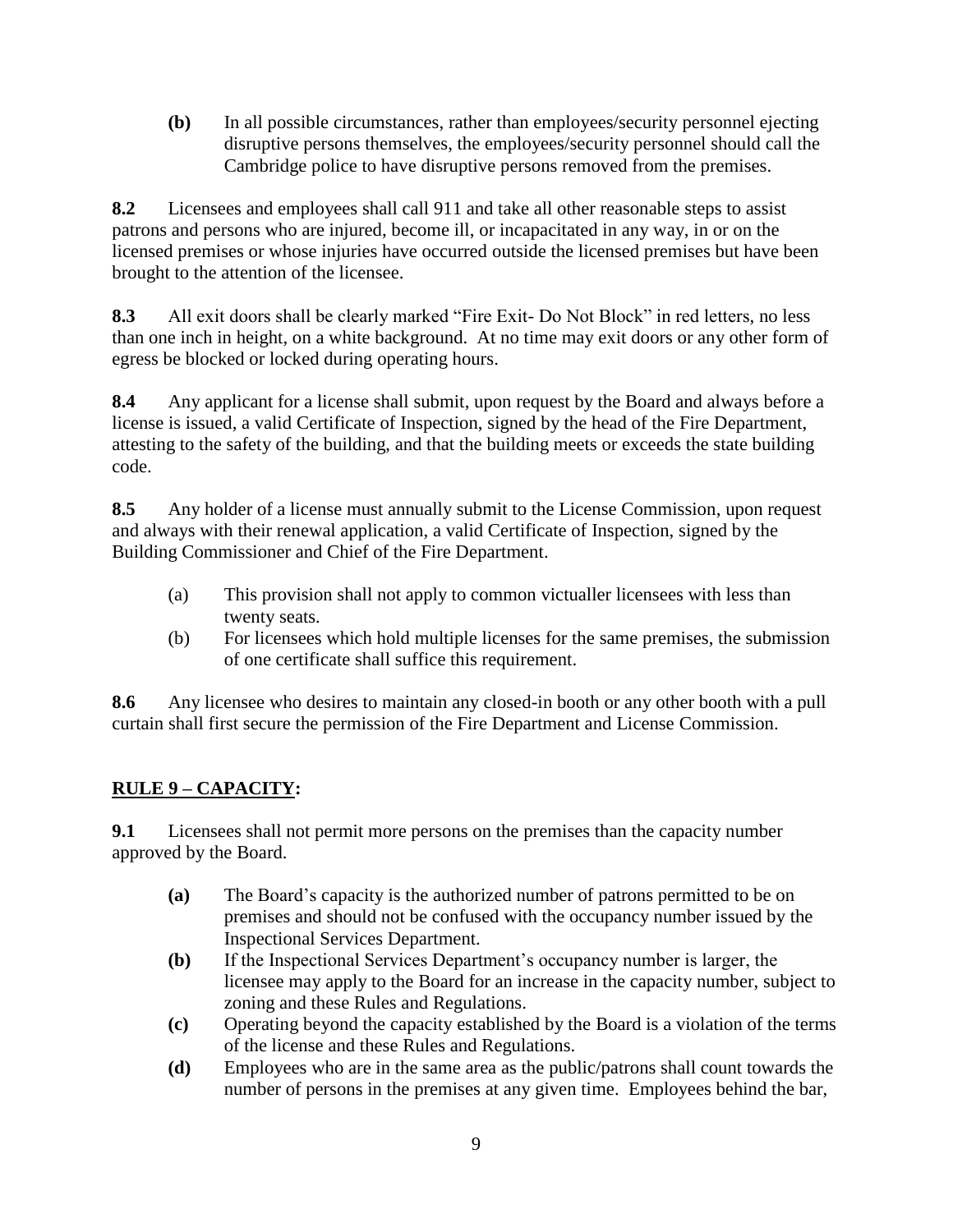**(b)** In all possible circumstances, rather than employees/security personnel ejecting disruptive persons themselves, the employees/security personnel should call the Cambridge police to have disruptive persons removed from the premises.

**8.2** Licensees and employees shall call 911 and take all other reasonable steps to assist patrons and persons who are injured, become ill, or incapacitated in any way, in or on the licensed premises or whose injuries have occurred outside the licensed premises but have been brought to the attention of the licensee.

**8.3** All exit doors shall be clearly marked "Fire Exit- Do Not Block" in red letters, no less than one inch in height, on a white background. At no time may exit doors or any other form of egress be blocked or locked during operating hours.

**8.4** Any applicant for a license shall submit, upon request by the Board and always before a license is issued, a valid Certificate of Inspection, signed by the head of the Fire Department, attesting to the safety of the building, and that the building meets or exceeds the state building code.

**8.5** Any holder of a license must annually submit to the License Commission, upon request and always with their renewal application, a valid Certificate of Inspection, signed by the Building Commissioner and Chief of the Fire Department.

(a) This provision shall not apply to common victualler licensees with less than twenty seats.

(b) For licensees which hold multiple licenses for the same premises, the submission of one certificate shall suffice this requirement.

**8.6** Any licensee who desires to maintain any closed-in booth or any other booth with a pull curtain shall first secure the permission of the Fire Department and License Commission.

## **RULE 9 – CAPACITY:**

**9.1** Licensees shall not permit more persons on the premises than the capacity number approved by the Board.

**(a)** The Board's capacity is the authorized number of patrons permitted to be on premises and should not be confused with the occupancy number issued by the Inspectional Services Department.

**(b)** If the Inspectional Services Department's occupancy number is larger, the licensee may apply to the Board for an increase in the capacity number, subject to zoning and these Rules and Regulations.

**(c)** Operating beyond the capacity established by the Board is a violation of the terms of the license and these Rules and Regulations.

**(d)** Employees who are in the same area as the public/patrons shall count towards the number of persons in the premises at any given time. Employees behind the bar,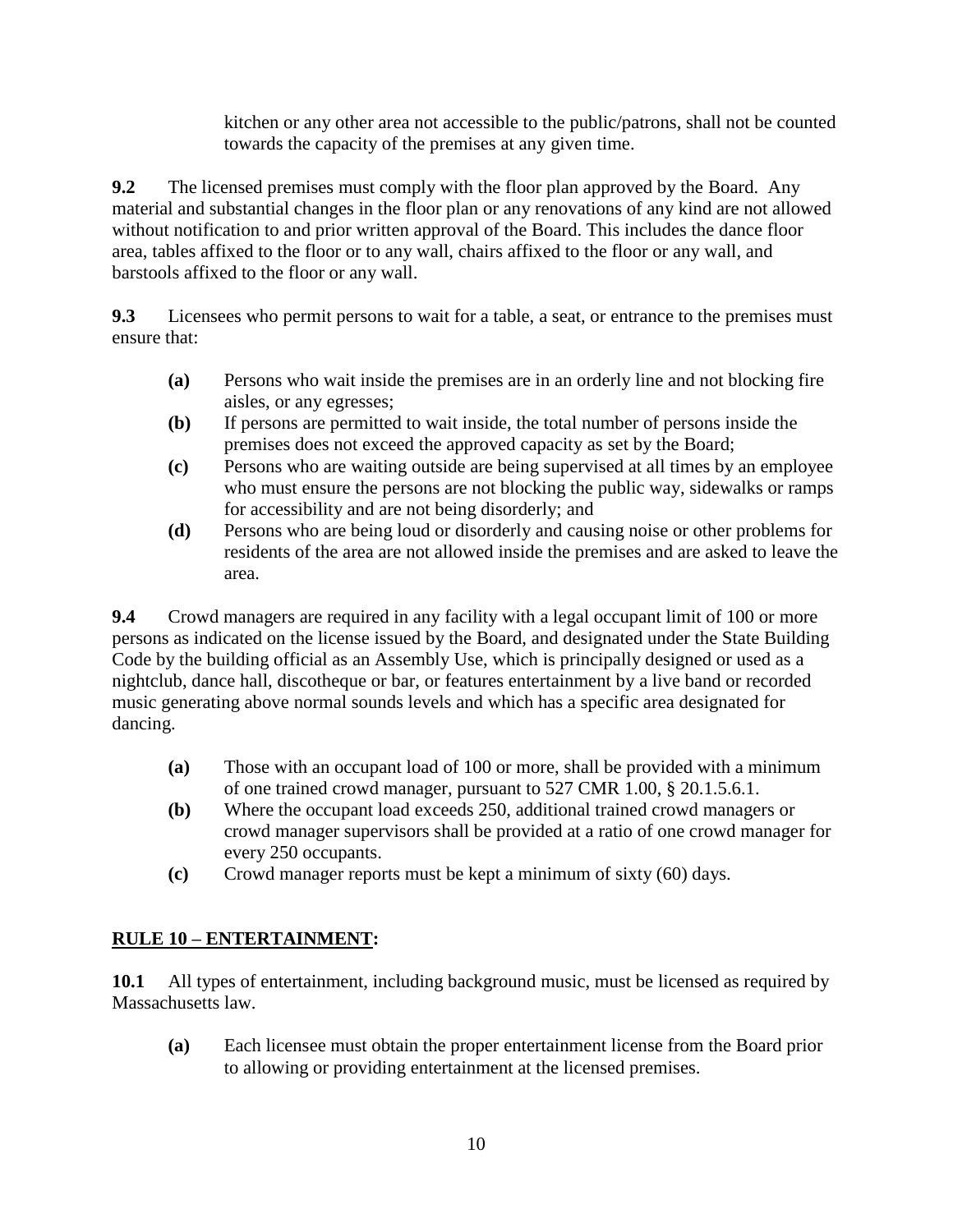kitchen or any other area not accessible to the public/patrons, shall not be counted towards the capacity of the premises at any given time.

**9.2** The licensed premises must comply with the floor plan approved by the Board. Any material and substantial changes in the floor plan or any renovations of any kind are not allowed without notification to and prior written approval of the Board. This includes the dance floor area, tables affixed to the floor or to any wall, chairs affixed to the floor or any wall, and barstools affixed to the floor or any wall.

**9.3** Licensees who permit persons to wait for a table, a seat, or entrance to the premises must ensure that:

- **(a)** Persons who wait inside the premises are in an orderly line and not blocking fire aisles, or any egresses;
- **(b)** If persons are permitted to wait inside, the total number of persons inside the premises does not exceed the approved capacity as set by the Board;
- **(c)** Persons who are waiting outside are being supervised at all times by an employee who must ensure the persons are not blocking the public way, sidewalks or ramps for accessibility and are not being disorderly; and
- **(d)** Persons who are being loud or disorderly and causing noise or other problems for residents of the area are not allowed inside the premises and are asked to leave the area.

**9.4** Crowd managers are required in any facility with a legal occupant limit of 100 or more persons as indicated on the license issued by the Board, and designated under the State Building Code by the building official as an Assembly Use, which is principally designed or used as a nightclub, dance hall, discotheque or bar, or features entertainment by a live band or recorded music generating above normal sounds levels and which has a specific area designated for dancing.

- **(a)** Those with an occupant load of 100 or more, shall be provided with a minimum of one trained crowd manager, pursuant to 527 CMR 1.00, § 20.1.5.6.1.
- **(b)** Where the occupant load exceeds 250, additional trained crowd managers or crowd manager supervisors shall be provided at a ratio of one crowd manager for every 250 occupants.
- **(c)** Crowd manager reports must be kept a minimum of sixty (60) days.

## RULE 10 – ENTERTAINMENT:

**10.1** All types of entertainment, including background music, must be licensed as required by Massachusetts law.

- **(a)** Each licensee must obtain the proper entertainment license from the Board prior to allowing or providing entertainment at the licensed premises.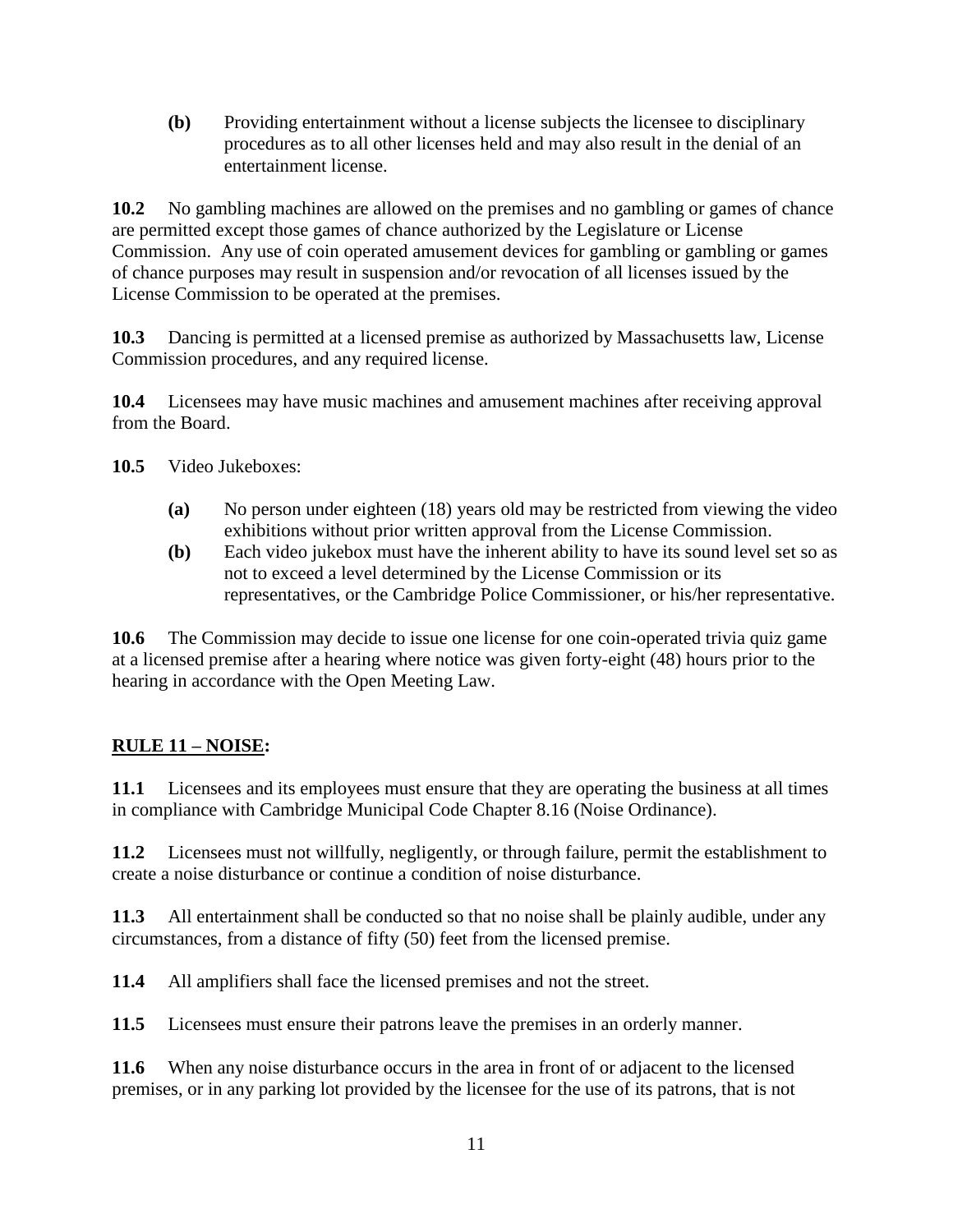**(b)** Providing entertainment without a license subjects the licensee to disciplinary procedures as to all other licenses held and may also result in the denial of an entertainment license.

**10.2** No gambling machines are allowed on the premises and no gambling or games of chance are permitted except those games of chance authorized by the Legislature or License Commission. Any use of coin operated amusement devices for gambling or gambling or games of chance purposes may result in suspension and/or revocation of all licenses issued by the License Commission to be operated at the premises.

**10.3** Dancing is permitted at a licensed premise as authorized by Massachusetts law, License Commission procedures, and any required license.

**10.4** Licensees may have music machines and amusement machines after receiving approval from the Board.

**10.5** Video Jukeboxes:

- **(a)** No person under eighteen (18) years old may be restricted from viewing the video exhibitions without prior written approval from the License Commission.
- **(b)** Each video jukebox must have the inherent ability to have its sound level set so as not to exceed a level determined by the License Commission or its representatives, or the Cambridge Police Commissioner, or his/her representative.

**10.6** The Commission may decide to issue one license for one coin-operated trivia quiz game at a licensed premise after a hearing where notice was given forty-eight (48) hours prior to the hearing in accordance with the Open Meeting Law.

## **RULE 11 – NOISE:**

**11.1** Licensees and its employees must ensure that they are operating the business at all times in compliance with Cambridge Municipal Code Chapter 8.16 (Noise Ordinance).

**11.2** Licensees must not willfully, negligently, or through failure, permit the establishment to create a noise disturbance or continue a condition of noise disturbance.

**11.3** All entertainment shall be conducted so that no noise shall be plainly audible, under any circumstances, from a distance of fifty (50) feet from the licensed premise.

**11.4** All amplifiers shall face the licensed premises and not the street.

**11.5** Licensees must ensure their patrons leave the premises in an orderly manner.

**11.6** When any noise disturbance occurs in the area in front of or adjacent to the licensed premises, or in any parking lot provided by the licensee for the use of its patrons, that is not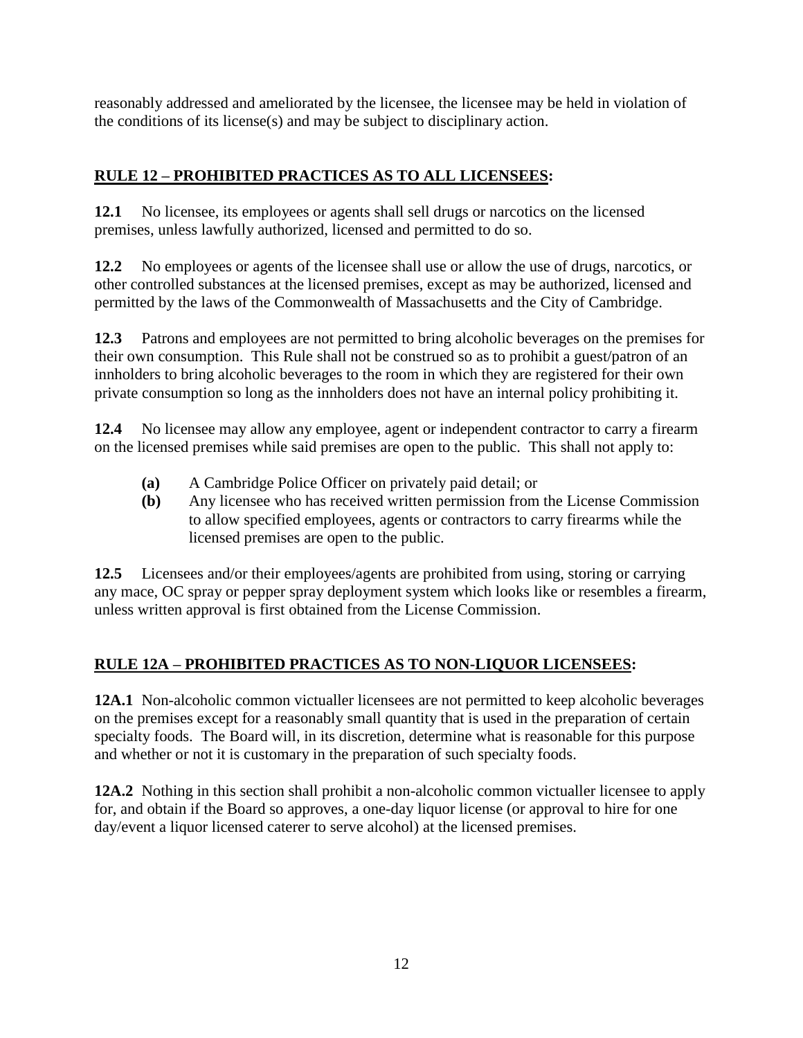reasonably addressed and ameliorated by the licensee, the licensee may be held in violation of the conditions of its license(s) and may be subject to disciplinary action.

## RULE 12 – PROHIBITED PRACTICES AS TO ALL LICENSEES:

**12.1** No licensee, its employees or agents shall sell drugs or narcotics on the licensed premises, unless lawfully authorized, licensed and permitted to do so.

**12.2** No employees or agents of the licensee shall use or allow the use of drugs, narcotics, or other controlled substances at the licensed premises, except as may be authorized, licensed and permitted by the laws of the Commonwealth of Massachusetts and the City of Cambridge.

**12.3** Patrons and employees are not permitted to bring alcoholic beverages on the premises for their own consumption. This Rule shall not be construed so as to prohibit a guest/patron of an innholders to bring alcoholic beverages to the room in which they are registered for their own private consumption so long as the innholders does not have an internal policy prohibiting it.

**12.4** No licensee may allow any employee, agent or independent contractor to carry a firearm on the licensed premises while said premises are open to the public. This shall not apply to:

- **(a)** A Cambridge Police Officer on privately paid detail; or
- **(b)** Any licensee who has received written permission from the License Commission to allow specified employees, agents or contractors to carry firearms while the licensed premises are open to the public.

**12.5** Licensees and/or their employees/agents are prohibited from using, storing or carrying any mace, OC spray or pepper spray deployment system which looks like or resembles a firearm, unless written approval is first obtained from the License Commission.

## RULE 12A – PROHIBITED PRACTICES AS TO NON-LIQUOR LICENSEES:

**12A.1** Non-alcoholic common victualler licensees are not permitted to keep alcoholic beverages on the premises except for a reasonably small quantity that is used in the preparation of certain specialty foods. The Board will, in its discretion, determine what is reasonable for this purpose and whether or not it is customary in the preparation of such specialty foods.

**12A.2** Nothing in this section shall prohibit a non-alcoholic common victualler licensee to apply for, and obtain if the Board so approves, a one-day liquor license (or approval to hire for one day/event a liquor licensed caterer to serve alcohol) at the licensed premises.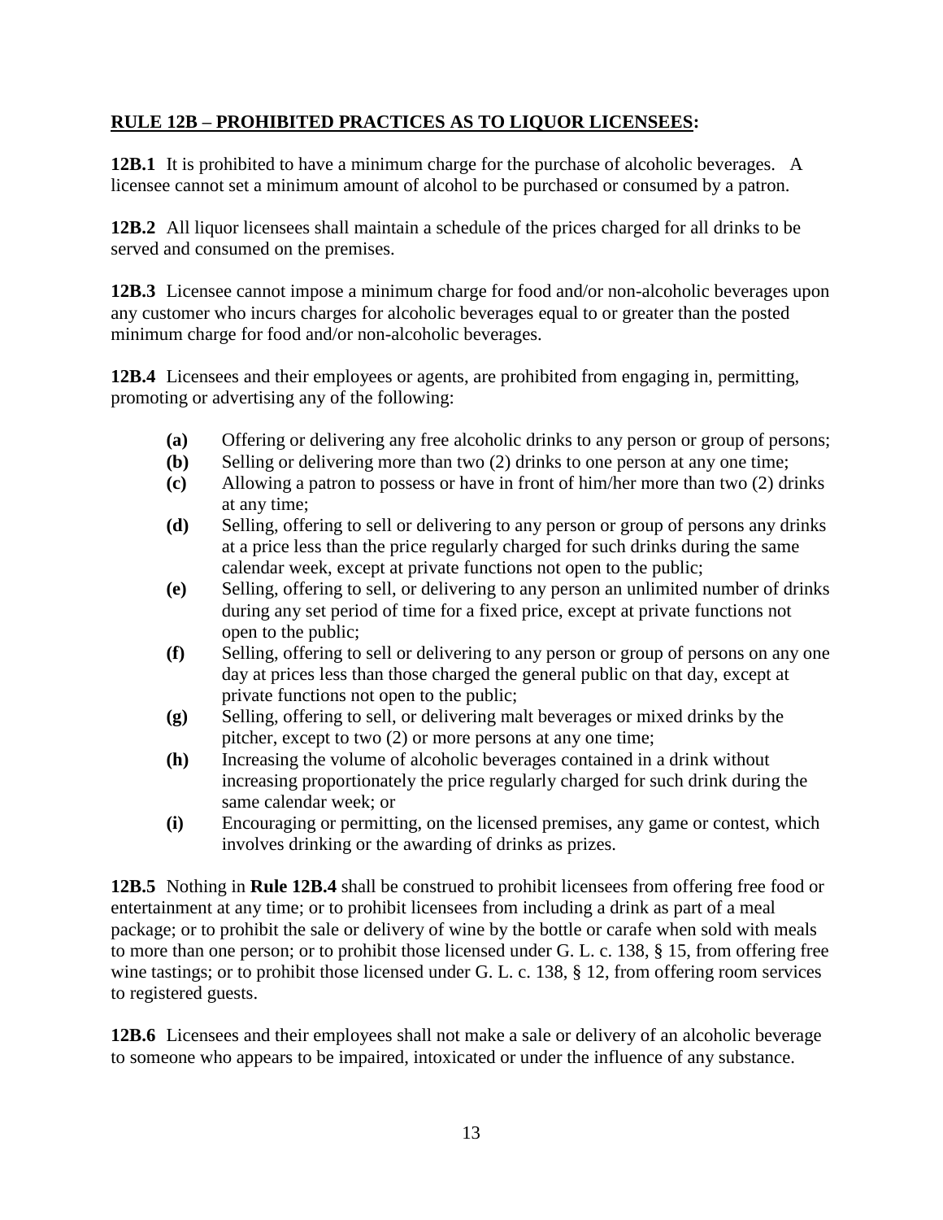## **RULE 12B – PROHIBITED PRACTICES AS TO LIQUOR LICENSEES:**

**12B.1** It is prohibited to have a minimum charge for the purchase of alcoholic beverages. A licensee cannot set a minimum amount of alcohol to be purchased or consumed by a patron.

**12B.2** All liquor licensees shall maintain a schedule of the prices charged for all drinks to be served and consumed on the premises.

**12B.3** Licensee cannot impose a minimum charge for food and/or non-alcoholic beverages upon any customer who incurs charges for alcoholic beverages equal to or greater than the posted minimum charge for food and/or non-alcoholic beverages.

**12B.4** Licensees and their employees or agents, are prohibited from engaging in, permitting, promoting or advertising any of the following:

- **(a)** Offering or delivering any free alcoholic drinks to any person or group of persons;
- **(b)** Selling or delivering more than two (2) drinks to one person at any one time;
- **(c)** Allowing a patron to possess or have in front of him/her more than two (2) drinks at any time;
- **(d)** Selling, offering to sell or delivering to any person or group of persons any drinks at a price less than the price regularly charged for such drinks during the same calendar week, except at private functions not open to the public;
- **(e)** Selling, offering to sell, or delivering to any person an unlimited number of drinks during any set period of time for a fixed price, except at private functions not open to the public;
- **(f)** Selling, offering to sell or delivering to any person or group of persons on any one day at prices less than those charged the general public on that day, except at private functions not open to the public;
- **(g)** Selling, offering to sell, or delivering malt beverages or mixed drinks by the pitcher, except to two (2) or more persons at any one time;
- **(h)** Increasing the volume of alcoholic beverages contained in a drink without increasing proportionately the price regularly charged for such drink during the same calendar week; or
- **(i)** Encouraging or permitting, on the licensed premises, any game or contest, which involves drinking or the awarding of drinks as prizes.

**12B.5** Nothing in **Rule 12B.4** shall be construed to prohibit licensees from offering free food or entertainment at any time; or to prohibit licensees from including a drink as part of a meal package; or to prohibit the sale or delivery of wine by the bottle or carafe when sold with meals to more than one person; or to prohibit those licensed under G. L. c. 138, § 15, from offering free wine tastings; or to prohibit those licensed under G. L. c. 138, § 12, from offering room services to registered guests.

**12B.6** Licensees and their employees shall not make a sale or delivery of an alcoholic beverage to someone who appears to be impaired, intoxicated or under the influence of any substance.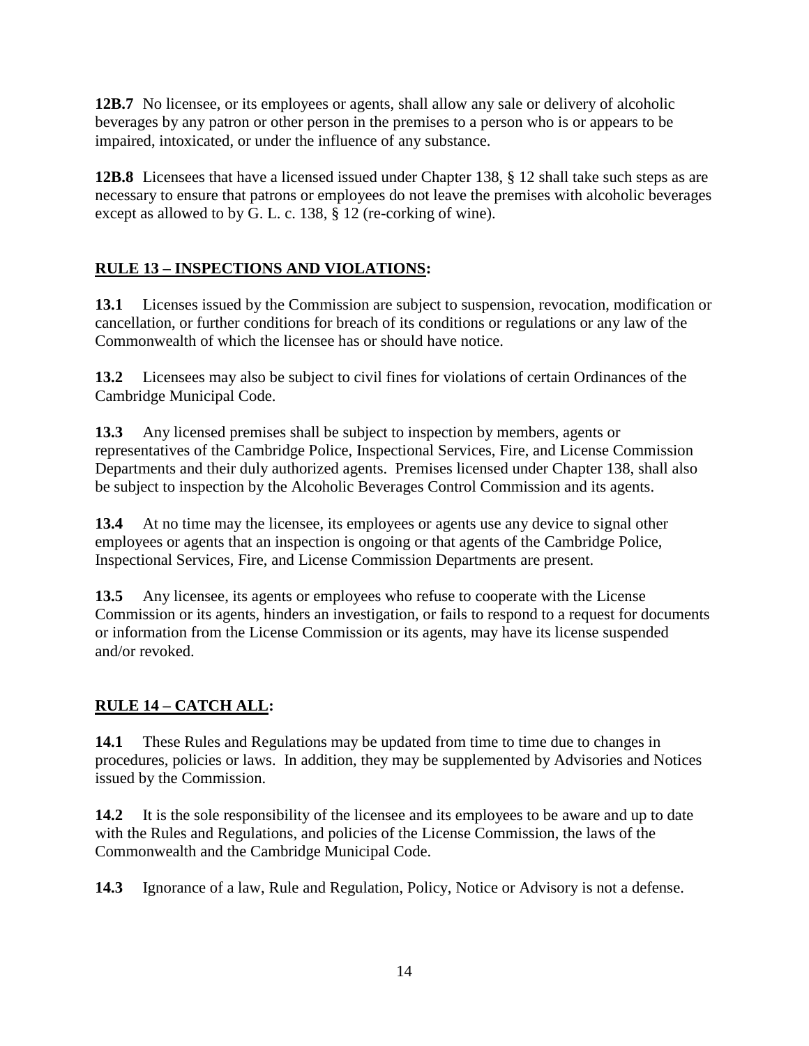**12B.7** No licensee, or its employees or agents, shall allow any sale or delivery of alcoholic beverages by any patron or other person in the premises to a person who is or appears to be impaired, intoxicated, or under the influence of any substance.

**12B.8** Licensees that have a licensed issued under Chapter 138, § 12 shall take such steps as are necessary to ensure that patrons or employees do not leave the premises with alcoholic beverages except as allowed to by G. L. c. 138, § 12 (re-corking of wine).

## <u>RULE 13 – INSPECTIONS AND VIOLATIONS</u>:

**13.1** Licenses issued by the Commission are subject to suspension, revocation, modification or cancellation, or further conditions for breach of its conditions or regulations or any law of the Commonwealth of which the licensee has or should have notice.

**13.2** Licensees may also be subject to civil fines for violations of certain Ordinances of the Cambridge Municipal Code.

**13.3** Any licensed premises shall be subject to inspection by members, agents or representatives of the Cambridge Police, Inspectional Services, Fire, and License Commission Departments and their duly authorized agents. Premises licensed under Chapter 138, shall also be subject to inspection by the Alcoholic Beverages Control Commission and its agents.

**13.4** At no time may the licensee, its employees or agents use any device to signal other employees or agents that an inspection is ongoing or that agents of the Cambridge Police, Inspectional Services, Fire, and License Commission Departments are present.

**13.5** Any licensee, its agents or employees who refuse to cooperate with the License Commission or its agents, hinders an investigation, or fails to respond to a request for documents or information from the License Commission or its agents, may have its license suspended and/or revoked.

## <u>RULE 14 – CATCH ALL</u>:

**14.1** These Rules and Regulations may be updated from time to time due to changes in procedures, policies or laws. In addition, they may be supplemented by Advisories and Notices issued by the Commission.

**14.2** It is the sole responsibility of the licensee and its employees to be aware and up to date with the Rules and Regulations, and policies of the License Commission, the laws of the Commonwealth and the Cambridge Municipal Code.

**14.3** Ignorance of a law, Rule and Regulation, Policy, Notice or Advisory is not a defense.